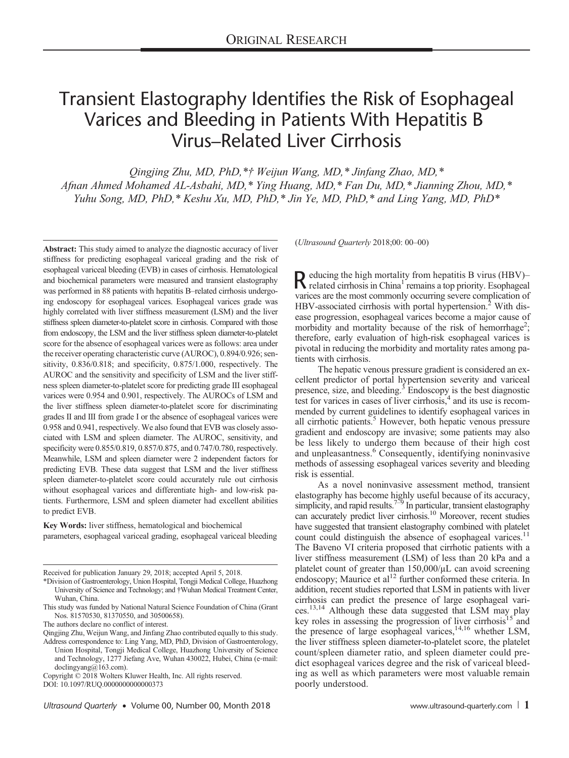Original Research

# Transient Elastography Identifies the Risk of Esophageal Varices and Bleeding in Patients With Hepatitis B Virus–Related Liver Cirrhosis

*Qingjing Zhu, MD, PhD,\*† Weijun Wang, MD,\* Jinfang Zhao, MD,\* Afnan Ahmed Mohamed AL-Asbahi, MD,\* Ying Huang, MD,\* Fan Du, MD,\* Jianning Zhou, MD,\* Yuhu Song, MD, PhD,\* Keshu Xu, MD, PhD,\* Jin Ye, MD, PhD,\* and Ling Yang, MD, PhD\**

**Abstract:** This study aimed to analyze the diagnostic accuracy of liver stiffness for predicting esophageal variceal grading and the risk of esophageal variceal bleeding (EVB) in cases of cirrhosis. Hematological and biochemical parameters were measured and transient elastography was performed in 88 patients with hepatitis B–related cirrhosis undergoing endoscopy for esophageal varices. Esophageal varices grade was highly correlated with liver stiffness measurement (LSM) and the liver stiffness spleen diameter-to-platelet score in cirrhosis. Compared with those from endoscopy, the LSM and the liver stiffness spleen diameter-to-platelet score for the absence of esophageal varices were as follows: area under the receiver operating characteristic curve (AUROC), 0.894/0.926; sensitivity, 0.836/0.818; and specificity, 0.875/1.000, respectively. The AUROC and the sensitivity and specificity of LSM and the liver stiffness spleen diameter-to-platelet score for predicting grade III esophageal varices were 0.954 and 0.901, respectively. The AUROCs of LSM and the liver stiffness spleen diameter-to-platelet score for discriminating grades II and III from grade I or the absence of esophageal varices were 0.958 and 0.941, respectively. We also found that EVB was closely associated with LSM and spleen diameter. The AUROC, sensitivity, and specificity were 0.855/0.819, 0.857/0.875, and 0.747/0.780, respectively. Meanwhile, LSM and spleen diameter were 2 independent factors for predicting EVB. These data suggest that LSM and the liver stiffness spleen diameter-to-platelet score could accurately rule out cirrhosis without esophageal varices and differentiate high- and low-risk patients. Furthermore, LSM and spleen diameter had excellent abilities to predict EVB.

**Key Words:** liver stiffness, hematological and biochemical parameters, esophageal variceal grading, esophageal variceal bleeding

Received for publication January 29, 2018; accepted April 5, 2018.

\*Division of Gastroenterology, Union Hospital, Tongji Medical College, Huazhong University of Science and Technology; †Wuhan Medical Treatment Center, Wuhan, China.

This study was funded by National Natural Science Foundation of China (Grant Nos. 81570530, 81370550, and 30500658).

The authors declare no conflict of interest.

Qingjing Zhu, Weijun Wang, and Jinfang Zhao contributed equally to this study.

Address correspondence to: Ling Yang, MD, PhD, Division of Gastroenterology, Union Hospital, Tongji Medical College, Huazhong University of Science and Technology, 1277 Jiefang Ave, Wuhan 430022, Hubei, China (e-mail: doclingyang@163.com).

Copyright © 2018 Wolters Kluwer Health, Inc. All rights reserved.

DOI: 10.1097/RUQ.0000000000000373

(*Ultrasound Quarterly* 2018;00: 00–00)

Reducing the high mortality from hepatitis B virus (HBV)–related cirrhosis in China[1] remains a top priority. Esophageal varices are the most commonly occurring severe complication of HBV-associated cirrhosis with portal hypertension.[2] With disease progression, esophageal varices become a major cause of morbidity and mortality because of the risk of hemorrhage[2]; therefore, early evaluation of high-risk esophageal varices is pivotal in reducing the morbidity and mortality rates among patients with cirrhosis.

The hepatic venous pressure gradient is considered an excellent predictor of portal hypertension severity and variceal presence, size, and bleeding.[3] Endoscopy is the best diagnostic test for varices in cases of liver cirrhosis,[4] and its use is recommended by current guidelines to identify esophageal varices in all cirrhotic patients.[5] However, both hepatic venous pressure gradient and endoscopy are invasive; some patients may also be less likely to undergo them because of their high cost and unpleasantness.[6] Consequently, identifying noninvasive methods of assessing esophageal varices severity and bleeding risk is essential.

As a novel noninvasive assessment method, transient elastography has become highly useful because of its accuracy, simplicity, and rapid results.[7–9] In particular, transient elastography can accurately predict liver cirrhosis.[10] Moreover, recent studies have suggested that transient elastography combined with platelet count could distinguish the absence of esophageal varices.[11] The Baveno VI criteria proposed that cirrhotic patients with a liver stiffness measurement (LSM) of less than 20 kPa and a platelet count of greater than 150,000/μL can avoid screening endoscopy; Maurice et al[12] further conformed these criteria. In addition, recent studies reported that LSM in patients with liver cirrhosis can predict the presence of large esophageal varices.[13,14] Although these data suggested that LSM may play key roles in assessing the progression of liver cirrhosis[15] and the presence of large esophageal varices,[14,16] whether LSM, the liver stiffness spleen diameter-to-platelet score, the platelet count/spleen diameter ratio, and spleen diameter could predict esophageal varices degree and the risk of variceal bleeding as well as which parameters were most valuable remain poorly understood.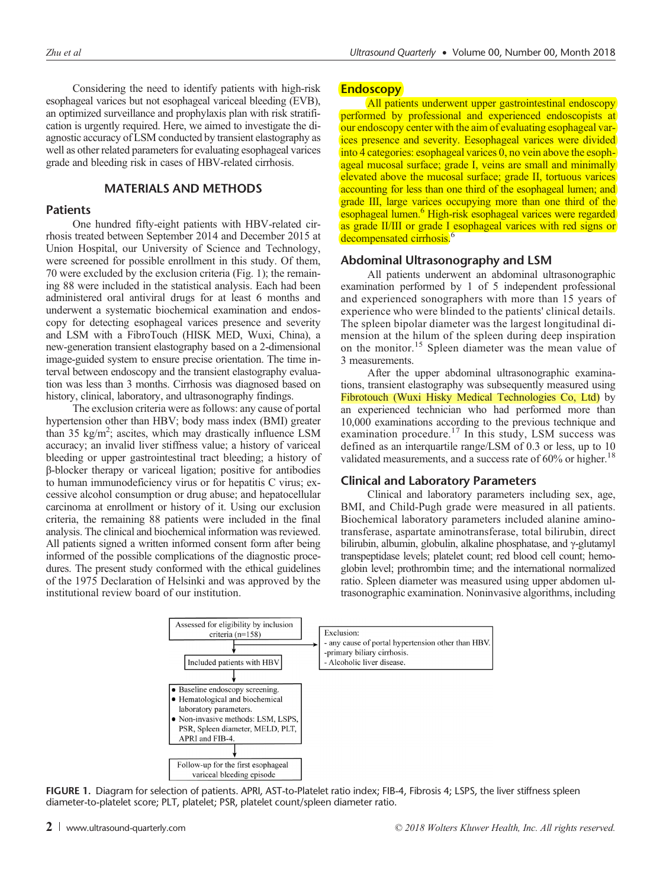Considering the need to identify patients with high-risk esophageal varices but not esophageal variceal bleeding (EVB), an optimized surveillance and prophylaxis plan with risk stratification is urgently required. Here, we aimed to investigate the diagnostic accuracy of LSM conducted by transient elastography as well as other related parameters for evaluating esophageal varices grade and bleeding risk in cases of HBV-related cirrhosis.

## MATERIALS AND METHODS

### Patients

One hundred fifty-eight patients with HBV-related cirrhosis treated between September 2014 and December 2015 at Union Hospital, our University of Science and Technology, were screened for possible enrollment in this study. Of them, 70 were excluded by the exclusion criteria (Fig. 1); the remaining 88 were included in the statistical analysis. Each had been administered oral antiviral drugs for at least 6 months and underwent a systematic biochemical examination and endoscopy for detecting esophageal varices presence and severity and LSM with a FibroTouch (HISK MED, Wuxi, China), a new-generation transient elastography based on a 2-dimensional image-guided system to ensure precise orientation. The time interval between endoscopy and the transient elastography evaluation was less than 3 months. Cirrhosis was diagnosed based on history, clinical, laboratory, and ultrasonography findings.

The exclusion criteria were as follows: any cause of portal hypertension other than HBV; body mass index (BMI) greater than 35 kg/$m^2$; ascites, which may drastically influence LSM accuracy; an invalid liver stiffness value; a history of variceal bleeding or upper gastrointestinal tract bleeding; a history of β-blocker therapy or variceal ligation; positive for antibodies to human immunodeficiency virus or for hepatitis C virus; excessive alcohol consumption or drug abuse; and hepatocellular carcinoma at enrollment or history of it. Using our exclusion criteria, the remaining 88 patients were included in the final analysis. The clinical and biochemical information was reviewed. All patients signed a written informed consent form after being informed of the possible complications of the diagnostic procedures. The present study conformed with the ethical guidelines of the 1975 Declaration of Helsinki and was approved by the institutional review board of our institution.

### Endoscopy

All patients underwent upper gastrointestinal endoscopy performed by professional and experienced endoscopists at our endoscopy center with the aim of evaluating esophageal varices presence and severity. Esophageal varices were divided into 4 categories: esophageal varices 0, no vein above the esophageal mucosal surface; grade I, veins are small and minimally elevated above the mucosal surface; grade II, tortuous varices accounting for less than one third of the esophageal lumen; and grade III, large varices occupying more than one third of the esophageal lumen.[6] High-risk esophageal varices were regarded as grade II/III or grade I esophageal varices with red signs or decompensated cirrhosis.[6]

### Abdominal Ultrasonography and LSM

All patients underwent an abdominal ultrasonographic examination performed by 1 of 5 independent professional and experienced sonographers with more than 15 years of experience who were blinded to the patients' clinical details. The spleen bipolar diameter was the largest longitudinal dimension at the hilum of the spleen during deep inspiration on the monitor.[15] Spleen diameter was the mean value of 3 measurements.

After the upper abdominal ultrasonographic examinations, transient elastography was subsequently measured using Fibrotouch (Wuxi Hisky Medical Technologies Co, Ltd) by an experienced technician who had performed more than 10,000 examinations according to the previous technique and examination procedure.[17] In this study, LSM success was defined as an interquartile range/LSM of 0.3 or less, up to 10 validated measurements, and a success rate of 60% or higher.[18]

### Clinical and Laboratory Parameters

Clinical and laboratory parameters including sex, age, BMI, and Child-Pugh grade were measured in all patients. Biochemical laboratory parameters included alanine aminotransferase, aspartate aminotransferase, total bilirubin, direct bilirubin, albumin, globulin, alkaline phosphatase, and γ-glutamyl transpeptidase levels; platelet count; red blood cell count; hemoglobin level; prothrombin time; and the international normalized ratio. Spleen diameter was measured using upper abdomen ultrasonographic examination. Noninvasive algorithms, including

Assessed for eligibility by inclusion criteria (n=158) → Exclusion: - any cause of portal hypertension other than HBV. -primary biliary cirrhosis. - Alcoholic liver disease.

Included patients with HBV

- Baseline endoscopy screening.
- Hematological and biochemical laboratory parameters.
- Non-invasive methods: LSM, LSPS, PSR, Spleen diameter, MELD, PLT, APRI and FIB-4.

Follow-up for the first esophageal variceal bleeding episode

**FIGURE 1.** Diagram for selection of patients. APRI, AST-to-Platelet ratio index; FIB-4, Fibrosis 4; LSPS, the liver stiffness spleen diameter-to-platelet score; PLT, platelet; PSR, platelet count/spleen diameter ratio.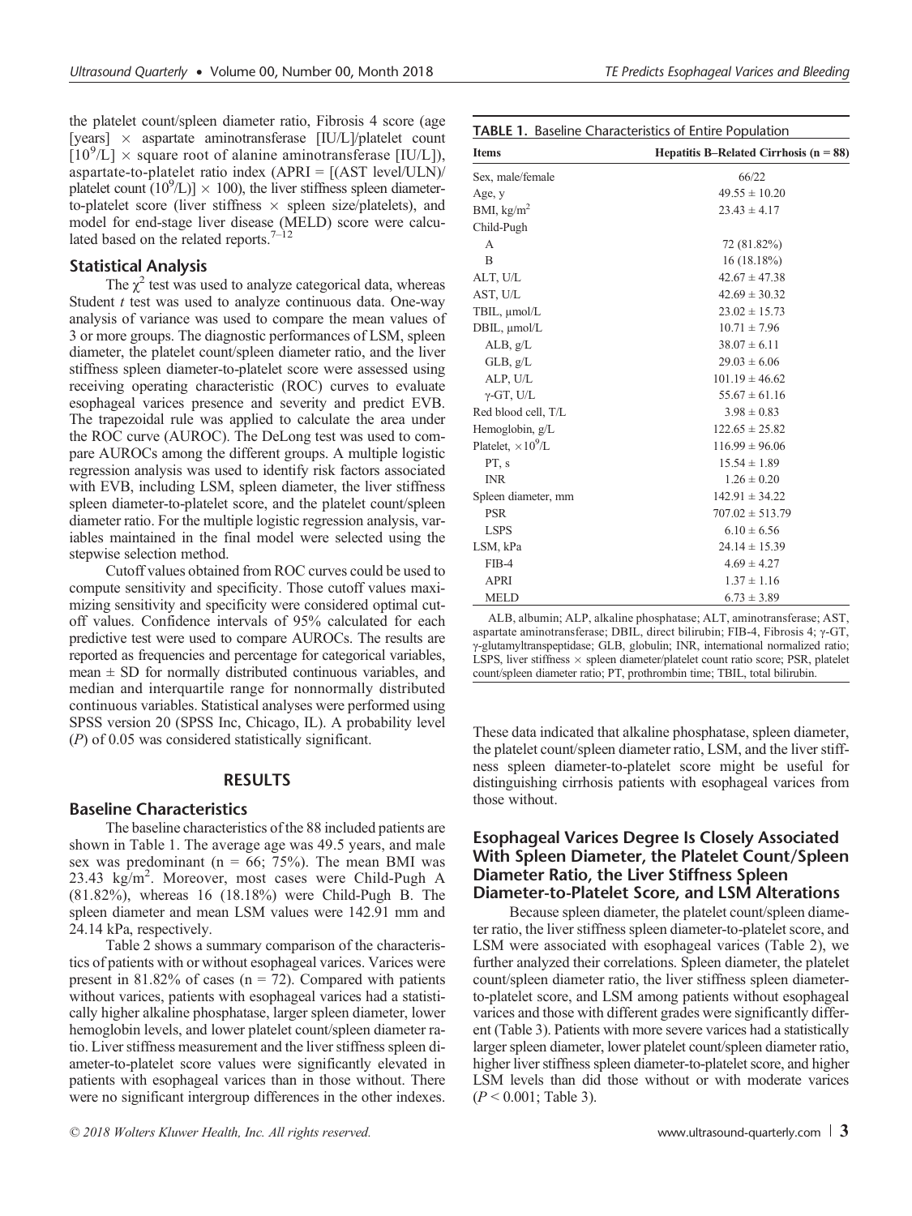the platelet count/spleen diameter ratio, Fibrosis 4 score (age [years] × aspartate aminotransferase [IU/L]/platelet count [$10^9$/L] × square root of alanine aminotransferase [IU/L]), aspartate-to-platelet ratio index (APRI = [(AST level/ULN)/platelet count ($10^9$/L)] × 100), the liver stiffness spleen diameter-to-platelet score (liver stiffness × spleen size/platelets), and model for end-stage liver disease (MELD) score were calculated based on the related reports.[7–12]

### Statistical Analysis

The $\chi^2$ test was used to analyze categorical data, whereas Student *t* test was used to analyze continuous data. One-way analysis of variance was used to compare the mean values of 3 or more groups. The diagnostic performances of LSM, spleen diameter, the platelet count/spleen diameter ratio, and the liver stiffness spleen diameter-to-platelet score were assessed using receiving operating characteristic (ROC) curves to evaluate esophageal varices presence and severity and predict EVB. The trapezoidal rule was applied to calculate the area under the ROC curve (AUROC). The DeLong test was used to compare AUROCs among the different groups. A multiple logistic regression analysis was used to identify risk factors associated with EVB, including LSM, spleen diameter, the liver stiffness spleen diameter-to-platelet score, and the platelet count/spleen diameter ratio. For the multiple logistic regression analysis, variables maintained in the final model were selected using the stepwise selection method.

Cutoff values obtained from ROC curves could be used to compute sensitivity and specificity. Those cutoff values maximizing sensitivity and specificity were considered optimal cutoff values. Confidence intervals of 95% calculated for each predictive test were used to compare AUROCs. The results are reported as frequencies and percentage for categorical variables, mean ± SD for normally distributed continuous variables, and median and interquartile range for nonnormally distributed continuous variables. Statistical analyses were performed using SPSS version 20 (SPSS Inc, Chicago, IL). A probability level (*P*) of 0.05 was considered statistically significant.

## RESULTS

### Baseline Characteristics

The baseline characteristics of the 88 included patients are shown in Table 1. The average age was 49.5 years, and male sex was predominant (n = 66; 75%). The mean BMI was 23.43 kg/m$^2$. Moreover, most cases were Child-Pugh A (81.82%), whereas 16 (18.18%) were Child-Pugh B. The spleen diameter and mean LSM values were 142.91 mm and 24.14 kPa, respectively.

Table 2 shows a summary comparison of the characteristics of patients with or without esophageal varices. Varices were present in 81.82% of cases (n = 72). Compared with patients without varices, patients with esophageal varices had a statistically higher alkaline phosphatase, larger spleen diameter, lower hemoglobin levels, and lower platelet count/spleen diameter ratio. Liver stiffness measurement and the liver stiffness spleen diameter-to-platelet score values were significantly elevated in patients with esophageal varices than in those without. There were no significant intergroup differences in the other indexes.

**TABLE 1.** Baseline Characteristics of Entire Population

| Items | Hepatitis B–Related Cirrhosis (n = 88) |
|---|---|
| Sex, male/female | 66/22 |
| Age, y | 49.55 ± 10.20 |
| BMI, kg/m$^2$ | 23.43 ± 4.17 |
| Child-Pugh | |
| A | 72 (81.82%) |
| B | 16 (18.18%) |
| ALT, U/L | 42.67 ± 47.38 |
| AST, U/L | 42.69 ± 30.32 |
| TBIL, μmol/L | 23.02 ± 15.73 |
| DBIL, μmol/L | 10.71 ± 7.96 |
| ALB, g/L | 38.07 ± 6.11 |
| GLB, g/L | 29.03 ± 6.06 |
| ALP, U/L | 101.19 ± 46.62 |
| γ-GT, U/L | 55.67 ± 61.16 |
| Red blood cell, T/L | 3.98 ± 0.83 |
| Hemoglobin, g/L | 122.65 ± 25.82 |
| Platelet, ×$10^9$/L | 116.99 ± 96.06 |
| PT, s | 15.54 ± 1.89 |
| INR | 1.26 ± 0.20 |
| Spleen diameter, mm | 142.91 ± 34.22 |
| PSR | 707.02 ± 513.79 |
| LSPS | 6.10 ± 6.56 |
| LSM, kPa | 24.14 ± 15.39 |
| FIB-4 | 4.69 ± 4.27 |
| APRI | 1.37 ± 1.16 |
| MELD | 6.73 ± 3.89 |

ALB, albumin; ALP, alkaline phosphatase; ALT, aminotransferase; AST, aspartate aminotransferase; DBIL, direct bilirubin; FIB-4, Fibrosis 4; γ-GT, γ-glutamyltranspeptidase; GLB, globulin; INR, international normalized ratio; LSPS, liver stiffness × spleen diameter/platelet count ratio score; PSR, platelet count/spleen diameter ratio; PT, prothrombin time; TBIL, total bilirubin.

These data indicated that alkaline phosphatase, spleen diameter, the platelet count/spleen diameter ratio, LSM, and the liver stiffness spleen diameter-to-platelet score might be useful for distinguishing cirrhosis patients with esophageal varices from those without.

### Esophageal Varices Degree Is Closely Associated With Spleen Diameter, the Platelet Count/Spleen Diameter Ratio, the Liver Stiffness Spleen Diameter-to-Platelet Score, and LSM Alterations

Because spleen diameter, the platelet count/spleen diameter ratio, the liver stiffness spleen diameter-to-platelet score, and LSM were associated with esophageal varices (Table 2), we further analyzed their correlations. Spleen diameter, the platelet count/spleen diameter ratio, the liver stiffness spleen diameter-to-platelet score, and LSM among patients without esophageal varices and those with different grades were significantly different (Table 3). Patients with more severe varices had a statistically larger spleen diameter, lower platelet count/spleen diameter ratio, higher liver stiffness spleen diameter-to-platelet score, and higher LSM levels than did those without or with moderate varices ($P < 0.001$; Table 3).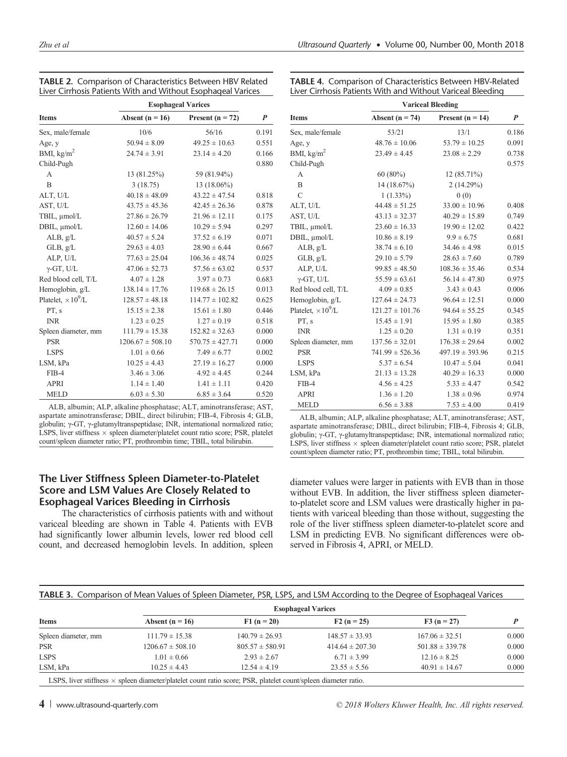**TABLE 2.** Comparison of Characteristics Between HBV Related Liver Cirrhosis Patients With and Without Esophageal Varices

| Items | Esophageal Varices | | $P$ |
|---|---|---|---|
| | Absent (n = 16) | Present (n = 72) | |
| Sex, male/female | 10/6 | 56/16 | 0.191 |
| Age, y | 50.94 ± 8.09 | 49.25 ± 10.63 | 0.551 |
| BMI, kg/m$^2$ | 24.74 ± 3.91 | 23.14 ± 4.20 | 0.166 |
| Child-Pugh | | | 0.880 |
| A | 13 (81.25%) | 59 (81.94%) | |
| B | 3 (18.75) | 13 (18.06%) | |
| ALT, U/L | 40.18 ± 48.09 | 43.22 ± 47.54 | 0.818 |
| AST, U/L | 43.75 ± 45.36 | 42.45 ± 26.36 | 0.878 |
| TBIL, μmol/L | 27.86 ± 26.79 | 21.96 ± 12.11 | 0.175 |
| DBIL, μmol/L | 12.60 ± 14.06 | 10.29 ± 5.94 | 0.297 |
| ALB, g/L | 40.57 ± 5.24 | 37.52 ± 6.19 | 0.071 |
| GLB, g/L | 29.63 ± 4.03 | 28.90 ± 6.44 | 0.667 |
| ALP, U/L | 77.63 ± 25.04 | 106.36 ± 48.74 | 0.025 |
| γ-GT, U/L | 47.06 ± 52.73 | 57.56 ± 63.02 | 0.537 |
| Red blood cell, T/L | 4.07 ± 1.28 | 3.97 ± 0.73 | 0.683 |
| Hemoglobin, g/L | 138.14 ± 17.76 | 119.68 ± 26.15 | 0.013 |
| Platelet, $\times 10^9$/L | 128.57 ± 48.18 | 114.77 ± 102.82 | 0.625 |
| PT, s | 15.15 ± 2.38 | 15.61 ± 1.80 | 0.446 |
| INR | 1.23 ± 0.25 | 1.27 ± 0.19 | 0.518 |
| Spleen diameter, mm | 111.79 ± 15.38 | 152.82 ± 32.63 | 0.000 |
| PSR | 1206.67 ± 508.10 | 570.75 ± 427.71 | 0.000 |
| LSPS | 1.01 ± 0.66 | 7.49 ± 6.77 | 0.002 |
| LSM, kPa | 10.25 ± 4.43 | 27.19 ± 16.27 | 0.000 |
| FIB-4 | 3.46 ± 3.06 | 4.92 ± 4.45 | 0.244 |
| APRI | 1.14 ± 1.40 | 1.41 ± 1.11 | 0.420 |
| MELD | 6.03 ± 5.30 | 6.85 ± 3.64 | 0.520 |

ALB, albumin; ALP, alkaline phosphatase; ALT, aminotransferase; AST, aspartate aminotransferase; DBIL, direct bilirubin; FIB-4, Fibrosis 4; GLB, globulin; γ-GT, γ-glutamyltranspeptidase; INR, international normalized ratio; LSPS, liver stiffness × spleen diameter/platelet count ratio score; PSR, platelet count/spleen diameter ratio; PT, prothrombin time; TBIL, total bilirubin.

## The Liver Stiffness Spleen Diameter-to-Platelet Score and LSM Values Are Closely Related to Esophageal Varices Bleeding in Cirrhosis

The characteristics of cirrhosis patients with and without variceal bleeding are shown in Table 4. Patients with EVB had significantly lower albumin levels, lower red blood cell count, and decreased hemoglobin levels. In addition, spleen diameter values were larger in patients with EVB than in those without EVB. In addition, the liver stiffness spleen diameter-to-platelet score and LSM values were drastically higher in patients with variceal bleeding than those without, suggesting the role of the liver stiffness spleen diameter-to-platelet score and LSM in predicting EVB. No significant differences were observed in Fibrosis 4, APRI, or MELD.

**TABLE 4.** Comparison of Characteristics Between HBV-Related Liver Cirrhosis Patients With and Without Variceal Bleeding

| Items | Variceal Bleeding | | $P$ |
|---|---|---|---|
| | Absent (n = 74) | Present (n = 14) | |
| Sex, male/female | 53/21 | 13/1 | 0.186 |
| Age, y | 48.76 ± 10.06 | 53.79 ± 10.25 | 0.091 |
| BMI, kg/m$^2$ | 23.49 ± 4.45 | 23.08 ± 2.29 | 0.738 |
| Child-Pugh | | | 0.575 |
| A | 60 (80%) | 12 (85.71%) | |
| B | 14 (18.67%) | 2 (14.29%) | |
| C | 1 (1.33%) | 0 (0) | |
| ALT, U/L | 44.48 ± 51.25 | 33.00 ± 10.96 | 0.408 |
| AST, U/L | 43.13 ± 32.37 | 40.29 ± 15.89 | 0.749 |
| TBIL, μmol/L | 23.60 ± 16.33 | 19.90 ± 12.02 | 0.422 |
| DBIL, μmol/L | 10.86 ± 8.19 | 9.9 ± 6.75 | 0.681 |
| ALB, g/L | 38.74 ± 6.10 | 34.46 ± 4.98 | 0.015 |
| GLB, g/L | 29.10 ± 5.79 | 28.63 ± 7.60 | 0.789 |
| ALP, U/L | 99.85 ± 48.50 | 108.36 ± 35.46 | 0.534 |
| γ-GT, U/L | 55.59 ± 63.61 | 56.14 ± 47.80 | 0.975 |
| Red blood cell, T/L | 4.09 ± 0.85 | 3.43 ± 0.43 | 0.006 |
| Hemoglobin, g/L | 127.64 ± 24.73 | 96.64 ± 12.51 | 0.000 |
| Platelet, $\times 10^9$/L | 121.27 ± 101.76 | 94.64 ± 55.25 | 0.345 |
| PT, s | 15.45 ± 1.91 | 15.95 ± 1.80 | 0.385 |
| INR | 1.25 ± 0.20 | 1.31 ± 0.19 | 0.351 |
| Spleen diameter, mm | 137.56 ± 32.01 | 176.38 ± 29.64 | 0.002 |
| PSR | 741.99 ± 526.36 | 497.19 ± 393.96 | 0.215 |
| LSPS | 5.37 ± 6.54 | 10.47 ± 5.04 | 0.041 |
| LSM, kPa | 21.13 ± 13.28 | 40.29 ± 16.33 | 0.000 |
| FIB-4 | 4.56 ± 4.25 | 5.33 ± 4.47 | 0.542 |
| APRI | 1.36 ± 1.20 | 1.38 ± 0.96 | 0.974 |
| MELD | 6.56 ± 3.88 | 7.53 ± 4.00 | 0.419 |

ALB, albumin; ALP, alkaline phosphatase; ALT, aminotransferase; AST, aspartate aminotransferase; DBIL, direct bilirubin; FIB-4, Fibrosis 4; GLB, globulin; γ-GT, γ-glutamyltranspeptidase; INR, international normalized ratio; LSPS, liver stiffness × spleen diameter/platelet count ratio score; PSR, platelet count/spleen diameter ratio; PT, prothrombin time; TBIL, total bilirubin.

**TABLE 3.** Comparison of Mean Values of Spleen Diameter, PSR, LSPS, and LSM According to the Degree of Esophageal Varices

| Items | Esophageal Varices | | | | $P$ |
|---|---|---|---|---|---|
| | Absent (n = 16) | F1 (n = 20) | F2 (n = 25) | F3 (n = 27) | |
| Spleen diameter, mm | 111.79 ± 15.38 | 140.79 ± 26.93 | 148.57 ± 33.93 | 167.06 ± 32.51 | 0.000 |
| PSR | 1206.67 ± 508.10 | 805.57 ± 580.91 | 414.64 ± 207.30 | 501.88 ± 339.78 | 0.000 |
| LSPS | 1.01 ± 0.66 | 2.93 ± 2.67 | 6.71 ± 3.99 | 12.16 ± 8.25 | 0.000 |
| LSM, kPa | 10.25 ± 4.43 | 12.54 ± 4.19 | 23.55 ± 5.56 | 40.91 ± 14.67 | 0.000 |

LSPS, liver stiffness × spleen diameter/platelet count ratio score; PSR, platelet count/spleen diameter ratio.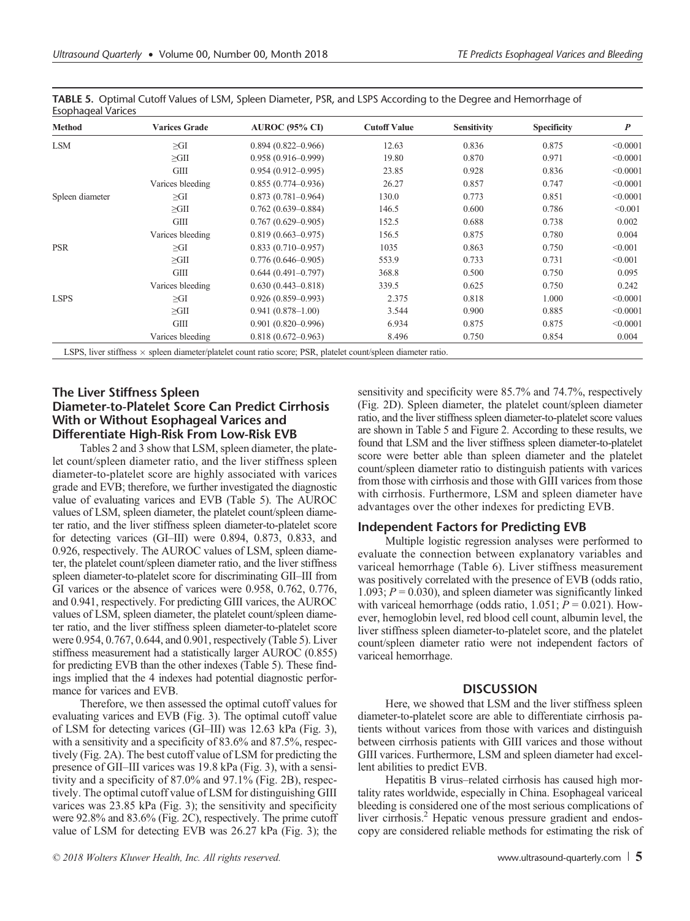**TABLE 5.** Optimal Cutoff Values of LSM, Spleen Diameter, PSR, and LSPS According to the Degree and Hemorrhage of Esophageal Varices

| Method | Varices Grade | AUROC (95% CI) | Cutoff Value | Sensitivity | Specificity | *P* |
|---|---|---|---|---|---|---|
| LSM | ≥GI | 0.894 (0.822–0.966) | 12.63 | 0.836 | 0.875 | <0.0001 |
| | ≥GII | 0.958 (0.916–0.999) | 19.80 | 0.870 | 0.971 | <0.0001 |
| | GIII | 0.954 (0.912–0.995) | 23.85 | 0.928 | 0.836 | <0.0001 |
| | Varices bleeding | 0.855 (0.774–0.936) | 26.27 | 0.857 | 0.747 | <0.0001 |
| Spleen diameter | ≥GI | 0.873 (0.781–0.964) | 130.0 | 0.773 | 0.851 | <0.0001 |
| | ≥GII | 0.762 (0.639–0.884) | 146.5 | 0.600 | 0.786 | <0.001 |
| | GIII | 0.767 (0.629–0.905) | 152.5 | 0.688 | 0.738 | 0.002 |
| | Varices bleeding | 0.819 (0.663–0.975) | 156.5 | 0.875 | 0.780 | 0.004 |
| PSR | ≥GI | 0.833 (0.710–0.957) | 1035 | 0.863 | 0.750 | <0.001 |
| | ≥GII | 0.776 (0.646–0.905) | 553.9 | 0.733 | 0.731 | <0.001 |
| | GIII | 0.644 (0.491–0.797) | 368.8 | 0.500 | 0.750 | 0.095 |
| | Varices bleeding | 0.630 (0.443–0.818) | 339.5 | 0.625 | 0.750 | 0.242 |
| LSPS | ≥GI | 0.926 (0.859–0.993) | 2.375 | 0.818 | 1.000 | <0.0001 |
| | ≥GII | 0.941 (0.878–1.00) | 3.544 | 0.900 | 0.885 | <0.0001 |
| | GIII | 0.901 (0.820–0.996) | 6.934 | 0.875 | 0.875 | <0.0001 |
| | Varices bleeding | 0.818 (0.672–0.963) | 8.496 | 0.750 | 0.854 | 0.004 |

LSPS, liver stiffness × spleen diameter/platelet count ratio score; PSR, platelet count/spleen diameter ratio.

### The Liver Stiffness Spleen Diameter-to-Platelet Score Can Predict Cirrhosis With or Without Esophageal Varices and Differentiate High-Risk From Low-Risk EVB

Tables 2 and 3 show that LSM, spleen diameter, the platelet count/spleen diameter ratio, and the liver stiffness spleen diameter-to-platelet score are highly associated with varices grade and EVB; therefore, we further investigated the diagnostic value of evaluating varices and EVB (Table 5). The AUROC values of LSM, spleen diameter, the platelet count/spleen diameter ratio, and the liver stiffness spleen diameter-to-platelet score for detecting varices (GI–III) were 0.894, 0.873, 0.833, and 0.926, respectively. The AUROC values of LSM, spleen diameter, the platelet count/spleen diameter ratio, and the liver stiffness spleen diameter-to-platelet score for discriminating GII–III from GI varices or the absence of varices were 0.958, 0.762, 0.776, and 0.941, respectively. For predicting GIII varices, the AUROC values of LSM, spleen diameter, the platelet count/spleen diameter ratio, and the liver stiffness spleen diameter-to-platelet score were 0.954, 0.767, 0.644, and 0.901, respectively (Table 5). Liver stiffness measurement had a statistically larger AUROC (0.855) for predicting EVB than the other indexes (Table 5). These findings implied that the 4 indexes had potential diagnostic performance for varices and EVB.

Therefore, we then assessed the optimal cutoff values for evaluating varices and EVB (Fig. 3). The optimal cutoff value of LSM for detecting varices (GI–III) was 12.63 kPa (Fig. 3), with a sensitivity and a specificity of 83.6% and 87.5%, respectively (Fig. 2A). The best cutoff value of LSM for predicting the presence of GII–III varices was 19.8 kPa (Fig. 3), with a sensitivity and a specificity of 87.0% and 97.1% (Fig. 2B), respectively. The optimal cutoff value of LSM for distinguishing GIII varices was 23.85 kPa (Fig. 3); the sensitivity and specificity were 92.8% and 83.6% (Fig. 2C), respectively. The prime cutoff value of LSM for detecting EVB was 26.27 kPa (Fig. 3); the sensitivity and specificity were 85.7% and 74.7%, respectively (Fig. 2D). Spleen diameter, the platelet count/spleen diameter ratio, and the liver stiffness spleen diameter-to-platelet score values are shown in Table 5 and Figure 2. According to these results, we found that LSM and the liver stiffness spleen diameter-to-platelet score were better able than spleen diameter and the platelet count/spleen diameter ratio to distinguish patients with varices from those with cirrhosis and those with GIII varices from those with cirrhosis. Furthermore, LSM and spleen diameter have advantages over the other indexes for predicting EVB.

### Independent Factors for Predicting EVB

Multiple logistic regression analyses were performed to evaluate the connection between explanatory variables and variceal hemorrhage (Table 6). Liver stiffness measurement was positively correlated with the presence of EVB (odds ratio, 1.093; $P = 0.030$), and spleen diameter was significantly linked with variceal hemorrhage (odds ratio, 1.051; $P = 0.021$). However, hemoglobin level, red blood cell count, albumin level, the liver stiffness spleen diameter-to-platelet score, and the platelet count/spleen diameter ratio were not independent factors of variceal hemorrhage.

## DISCUSSION

Here, we showed that LSM and the liver stiffness spleen diameter-to-platelet score are able to differentiate cirrhosis patients without varices from those with varices and distinguish between cirrhosis patients with GIII varices and those without GIII varices. Furthermore, LSM and spleen diameter had excellent abilities to predict EVB.

Hepatitis B virus–related cirrhosis has caused high mortality rates worldwide, especially in China. Esophageal variceal bleeding is considered one of the most serious complications of liver cirrhosis.[2] Hepatic venous pressure gradient and endoscopy are considered reliable methods for estimating the risk of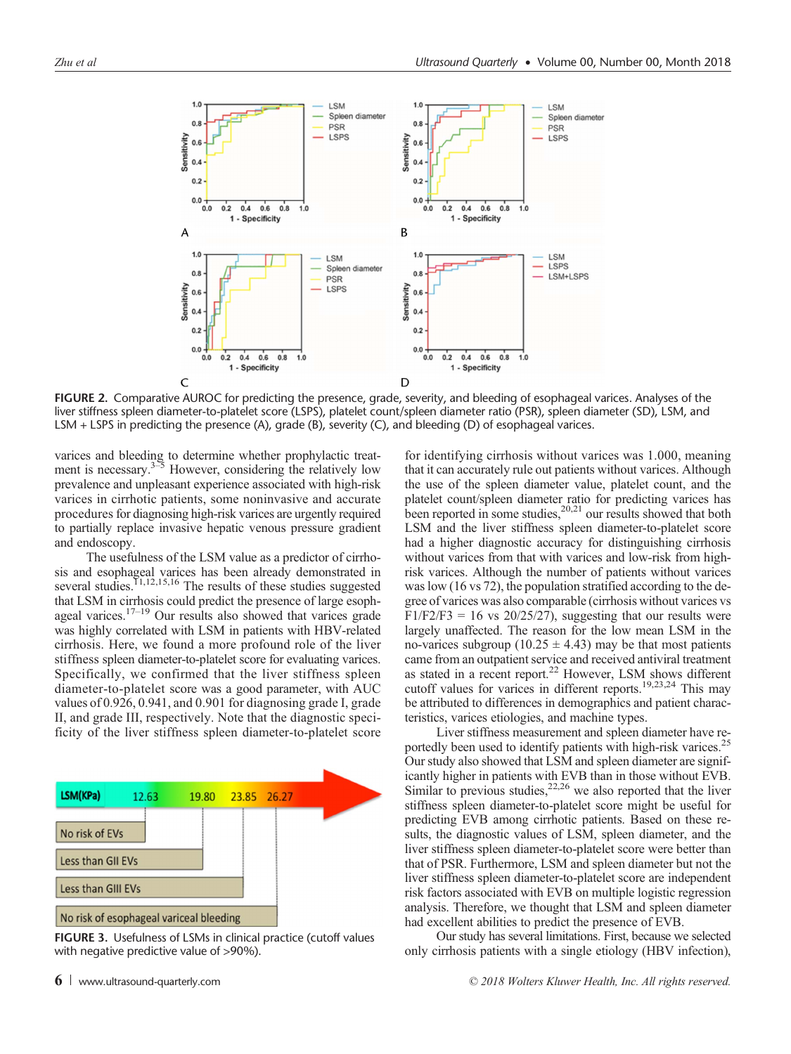FIGURE 2. Comparative AUROC for predicting the presence, grade, severity, and bleeding of esophageal varices. Analyses of the liver stiffness spleen diameter-to-platelet score (LSPS), platelet count/spleen diameter ratio (PSR), spleen diameter (SD), LSM, and LSM + LSPS in predicting the presence (A), grade (B), severity (C), and bleeding (D) of esophageal varices.

varices and bleeding to determine whether prophylactic treatment is necessary.[3–5] However, considering the relatively low prevalence and unpleasant experience associated with high-risk varices in cirrhotic patients, some noninvasive and accurate procedures for diagnosing high-risk varices are urgently required to partially replace invasive hepatic venous pressure gradient and endoscopy.

The usefulness of the LSM value as a predictor of cirrhosis and esophageal varices has been already demonstrated in several studies.[11,12,15,16] The results of these studies suggested that LSM in cirrhosis could predict the presence of large esophageal varices.[17–19] Our results also showed that varices grade was highly correlated with LSM in patients with HBV-related cirrhosis. Here, we found a more profound role of the liver stiffness spleen diameter-to-platelet score for evaluating varices. Specifically, we confirmed that the liver stiffness spleen diameter-to-platelet score was a good parameter, with AUC values of 0.926, 0.941, and 0.901 for diagnosing grade I, grade II, and grade III, respectively. Note that the diagnostic specificity of the liver stiffness spleen diameter-to-platelet score

FIGURE 3. Usefulness of LSMs in clinical practice (cutoff values with negative predictive value of >90%).

for identifying cirrhosis without varices was 1.000, meaning that it can accurately rule out patients without varices. Although the use of the spleen diameter value, platelet count, and the platelet count/spleen diameter ratio for predicting varices has been reported in some studies,[20,21] our results showed that both LSM and the liver stiffness spleen diameter-to-platelet score had a higher diagnostic accuracy for distinguishing cirrhosis without varices from that with varices and low-risk from high-risk varices. Although the number of patients without varices was low (16 vs 72), the population stratified according to the degree of varices was also comparable (cirrhosis without varices vs F1/F2/F3 = 16 vs 20/25/27), suggesting that our results were largely unaffected. The reason for the low mean LSM in the no-varices subgroup (10.25 ± 4.43) may be that most patients came from an outpatient service and received antiviral treatment as stated in a recent report.[22] However, LSM shows different cutoff values for varices in different reports.[19,23,24] This may be attributed to differences in demographics and patient characteristics, varices etiologies, and machine types.

Liver stiffness measurement and spleen diameter have reportedly been used to identify patients with high-risk varices.[25] Our study also showed that LSM and spleen diameter are significantly higher in patients with EVB than in those without EVB. Similar to previous studies,[22,26] we also reported that the liver stiffness spleen diameter-to-platelet score might be useful for predicting EVB among cirrhotic patients. Based on these results, the diagnostic values of LSM, spleen diameter, and the liver stiffness spleen diameter-to-platelet score were better than that of PSR. Furthermore, LSM and spleen diameter but not the liver stiffness spleen diameter-to-platelet score are independent risk factors associated with EVB on multiple logistic regression analysis. Therefore, we thought that LSM and spleen diameter had excellent abilities to predict the presence of EVB.

Our study has several limitations. First, because we selected only cirrhosis patients with a single etiology (HBV infection),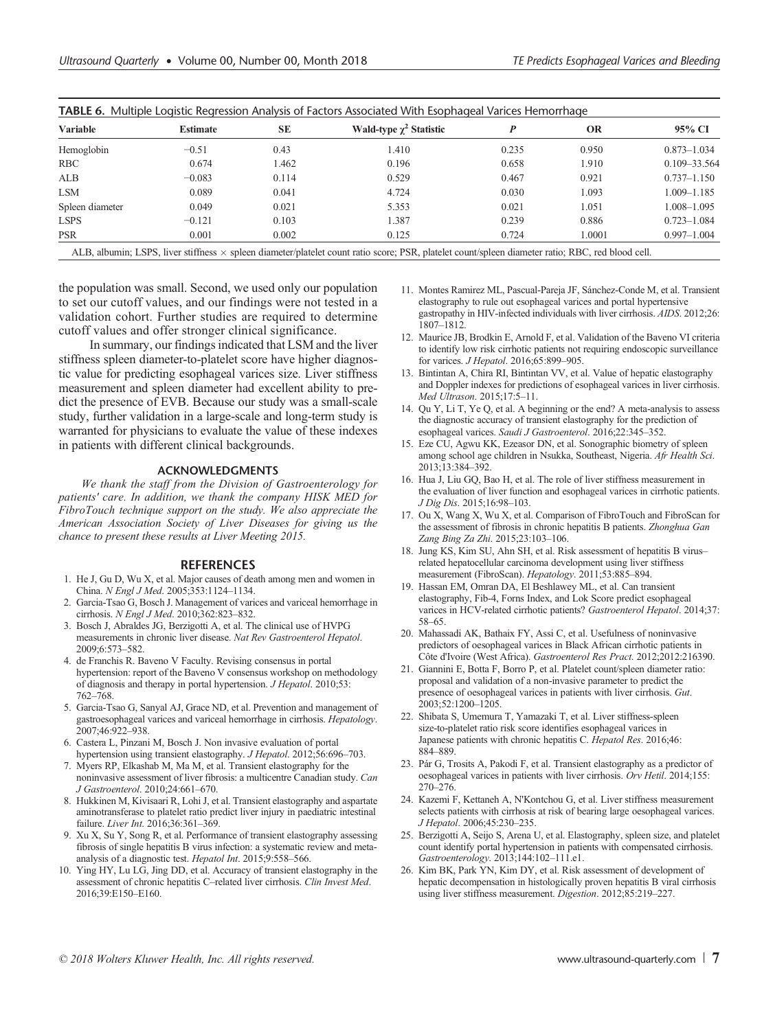**TABLE 6.** Multiple Logistic Regression Analysis of Factors Associated With Esophageal Varices Hemorrhage

| Variable | Estimate | SE | Wald-type $\chi^2$ Statistic | $P$ | OR | 95% CI |
|---|---|---|---|---|---|---|
| Hemoglobin | −0.51 | 0.43 | 1.410 | 0.235 | 0.950 | 0.873–1.034 |
| RBC | 0.674 | 1.462 | 0.196 | 0.658 | 1.910 | 0.109–33.564 |
| ALB | −0.083 | 0.114 | 0.529 | 0.467 | 0.921 | 0.737–1.150 |
| LSM | 0.089 | 0.041 | 4.724 | 0.030 | 1.093 | 1.009–1.185 |
| Spleen diameter | 0.049 | 0.021 | 5.353 | 0.021 | 1.051 | 1.008–1.095 |
| LSPS | −0.121 | 0.103 | 1.387 | 0.239 | 0.886 | 0.723–1.084 |
| PSR | 0.001 | 0.002 | 0.125 | 0.724 | 1.0001 | 0.997–1.004 |

ALB, albumin; LSPS, liver stiffness × spleen diameter/platelet count ratio score; PSR, platelet count/spleen diameter ratio; RBC, red blood cell.

the population was small. Second, we used only our population to set our cutoff values, and our findings were not tested in a validation cohort. Further studies are required to determine cutoff values and offer stronger clinical significance.

In summary, our findings indicated that LSM and the liver stiffness spleen diameter-to-platelet score have higher diagnostic value for predicting esophageal varices size. Liver stiffness measurement and spleen diameter had excellent ability to predict the presence of EVB. Because our study was a small-scale study, further validation in a large-scale and long-term study is warranted for physicians to evaluate the value of these indexes in patients with different clinical backgrounds.

## ACKNOWLEDGMENTS

*We thank the staff from the Division of Gastroenterology for patients' care. In addition, we thank the company HISK MED for FibroTouch technique support on the study. We also appreciate the American Association Society of Liver Diseases for giving us the chance to present these results at Liver Meeting 2015.*

## REFERENCES

1. He J, Gu D, Wu X, et al. Major causes of death among men and women in China. *N Engl J Med*. 2005;353:1124–1134.
2. Garcia-Tsao G, Bosch J. Management of varices and variceal hemorrhage in cirrhosis. *N Engl J Med*. 2010;362:823–832.
3. Bosch J, Abraldes JG, Berzigotti A, et al. The clinical use of HVPG measurements in chronic liver disease. *Nat Rev Gastroenterol Hepatol*. 2009;6:573–582.
4. de Franchis R. Baveno V Faculty. Revising consensus in portal hypertension: report of the Baveno V consensus workshop on methodology of diagnosis and therapy in portal hypertension. *J Hepatol*. 2010;53: 762–768.
5. Garcia-Tsao G, Sanyal AJ, Grace ND, et al. Prevention and management of gastroesophageal varices and variceal hemorrhage in cirrhosis. *Hepatology*. 2007;46:922–938.
6. Castera L, Pinzani M, Bosch J. Non invasive evaluation of portal hypertension using transient elastography. *J Hepatol*. 2012;56:696–703.
7. Myers RP, Elkashab M, Ma M, et al. Transient elastography for the noninvasive assessment of liver fibrosis: a multicentre Canadian study. *Can J Gastroenterol*. 2010;24:661–670.
8. Hukkinen M, Kivisaari R, Lohi J, et al. Transient elastography and aspartate aminotransferase to platelet ratio predict liver injury in paediatric intestinal failure. *Liver Int*. 2016;36:361–369.
9. Xu X, Su Y, Song R, et al. Performance of transient elastography assessing fibrosis of single hepatitis B virus infection: a systematic review and meta-analysis of a diagnostic test. *Hepatol Int*. 2015;9:558–566.
10. Ying HY, Lu LG, Jing DD, et al. Accuracy of transient elastography in the assessment of chronic hepatitis C–related liver cirrhosis. *Clin Invest Med*. 2016;39:E150–E160.
11. Montes Ramirez ML, Pascual-Pareja JF, Sánchez-Conde M, et al. Transient elastography to rule out esophageal varices and portal hypertensive gastropathy in HIV-infected individuals with liver cirrhosis. *AIDS*. 2012;26: 1807–1812.
12. Maurice JB, Brodkin E, Arnold F, et al. Validation of the Baveno VI criteria to identify low risk cirrhotic patients not requiring endoscopic surveillance for varices. *J Hepatol*. 2016;65:899–905.
13. Bintintan A, Chira RI, Bintintan VV, et al. Value of hepatic elastography and Doppler indexes for predictions of esophageal varices in liver cirrhosis. *Med Ultrason*. 2015;17:5–11.
14. Qu Y, Li T, Ye Q, et al. A beginning or the end? A meta-analysis to assess the diagnostic accuracy of transient elastography for the prediction of esophageal varices. *Saudi J Gastroenterol*. 2016;22:345–352.
15. Eze CU, Agwu KK, Ezeasor DN, et al. Sonographic biometry of spleen among school age children in Nsukka, Southeast, Nigeria. *Afr Health Sci*. 2013;13:384–392.
16. Hua J, Liu GQ, Bao H, et al. The role of liver stiffness measurement in the evaluation of liver function and esophageal varices in cirrhotic patients. *J Dig Dis*. 2015;16:98–103.
17. Ou X, Wang X, Wu X, et al. Comparison of FibroTouch and FibroScan for the assessment of fibrosis in chronic hepatitis B patients. *Zhonghua Gan Zang Bing Za Zhi*. 2015;23:103–106.
18. Jung KS, Kim SU, Ahn SH, et al. Risk assessment of hepatitis B virus–related hepatocellular carcinoma development using liver stiffness measurement (FibroScan). *Hepatology*. 2011;53:885–894.
19. Hassan EM, Omran DA, El Beshlawey ML, et al. Can transient elastography, Fib-4, Forns Index, and Lok Score predict esophageal varices in HCV-related cirrhotic patients? *Gastroenterol Hepatol*. 2014;37: 58–65.
20. Mahassadi AK, Bathaix FY, Assi C, et al. Usefulness of noninvasive predictors of oesophageal varices in Black African cirrhotic patients in Côte d'Ivoire (West Africa). *Gastroenterol Res Pract*. 2012;2012:216390.
21. Giannini E, Botta F, Borro P, et al. Platelet count/spleen diameter ratio: proposal and validation of a non-invasive parameter to predict the presence of oesophageal varices in patients with liver cirrhosis. *Gut*. 2003;52:1200–1205.
22. Shibata S, Umemura T, Yamazaki T, et al. Liver stiffness-spleen size-to-platelet ratio risk score identifies esophageal varices in Japanese patients with chronic hepatitis C. *Hepatol Res*. 2016;46: 884–889.
23. Pár G, Trosits A, Pakodi F, et al. Transient elastography as a predictor of oesophageal varices in patients with liver cirrhosis. *Orv Hetil*. 2014;155: 270–276.
24. Kazemi F, Kettaneh A, N'Kontchou G, et al. Liver stiffness measurement selects patients with cirrhosis at risk of bearing large oesophageal varices. *J Hepatol*. 2006;45:230–235.
25. Berzigotti A, Seijo S, Arena U, et al. Elastography, spleen size, and platelet count identify portal hypertension in patients with compensated cirrhosis. *Gastroenterology*. 2013;144:102–111.e1.
26. Kim BK, Park YN, Kim DY, et al. Risk assessment of development of hepatic decompensation in histologically proven hepatitis B viral cirrhosis using liver stiffness measurement. *Digestion*. 2012;85:219–227.